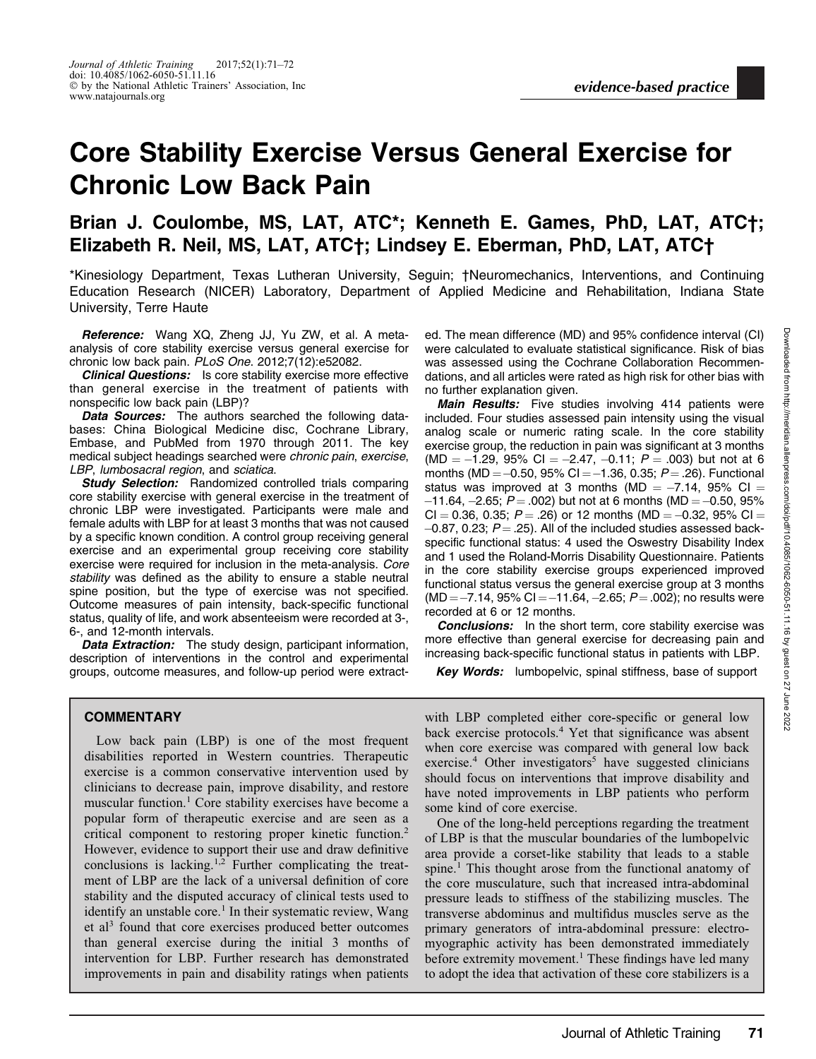evidence-based practice

# Core Stability Exercise Versus General Exercise for Chronic Low Back Pain

**Brian J. Coulombe, MS, LAT, ATC\*; Kenneth E. Games, PhD, LAT, ATC†; Elizabeth R. Neil, MS, LAT, ATC†; Lindsey E. Eberman, PhD, LAT, ATC†**

\*Kinesiology Department, Texas Lutheran University, Seguin; †Neuromechanics, Interventions, and Continuing Education Research (NICER) Laboratory, Department of Applied Medicine and Rehabilitation, Indiana State University, Terre Haute

***Reference:*** Wang XQ, Zheng JJ, Yu ZW, et al. A meta-analysis of core stability exercise versus general exercise for chronic low back pain. *PLoS One*. 2012;7(12):e52082.

***Clinical Questions:*** Is core stability exercise more effective than general exercise in the treatment of patients with nonspecific low back pain (LBP)?

***Data Sources:*** The authors searched the following databases: China Biological Medicine disc, Cochrane Library, Embase, and PubMed from 1970 through 2011. The key medical subject headings searched were *chronic pain*, *exercise*, *LBP*, *lumbosacral region*, and *sciatica*.

***Study Selection:*** Randomized controlled trials comparing core stability exercise with general exercise in the treatment of chronic LBP were investigated. Participants were male and female adults with LBP for at least 3 months that was not caused by a specific known condition. A control group receiving general exercise and an experimental group receiving core stability exercise were required for inclusion in the meta-analysis. *Core stability* was defined as the ability to ensure a stable neutral spine position, but the type of exercise was not specified. Outcome measures of pain intensity, back-specific functional status, quality of life, and work absenteeism were recorded at 3-, 6-, and 12-month intervals.

***Data Extraction:*** The study design, participant information, description of interventions in the control and experimental groups, outcome measures, and follow-up period were extracted. The mean difference (MD) and 95% confidence interval (CI) were calculated to evaluate statistical significance. Risk of bias was assessed using the Cochrane Collaboration Recommendations, and all articles were rated as high risk for other bias with no further explanation given.

***Main Results:*** Five studies involving 414 patients were included. Four studies assessed pain intensity using the visual analog scale or numeric rating scale. In the core stability exercise group, the reduction in pain was significant at 3 months (MD = –1.29, 95% CI = –2.47, –0.11; $P$ = .003) but not at 6 months (MD = –0.50, 95% CI = –1.36, 0.35; $P$ = .26). Functional status was improved at 3 months (MD = –7.14, 95% CI = –11.64, –2.65; $P$ = .002) but not at 6 months (MD = –0.50, 95% CI = 0.36, 0.35; $P$ = .26) or 12 months (MD = –0.32, 95% CI = –0.87, 0.23; $P$ = .25). All of the included studies assessed back-specific functional status: 4 used the Oswestry Disability Index and 1 used the Roland-Morris Disability Questionnaire. Patients in the core stability exercise groups experienced improved functional status versus the general exercise group at 3 months (MD = –7.14, 95% CI = –11.64, –2.65; $P$ = .002); no results were recorded at 6 or 12 months.

***Conclusions:*** In the short term, core stability exercise was more effective than general exercise for decreasing pain and increasing back-specific functional status in patients with LBP.

***Key Words:*** lumbopelvic, spinal stiffness, base of support

## COMMENTARY

Low back pain (LBP) is one of the most frequent disabilities reported in Western countries. Therapeutic exercise is a common conservative intervention used by clinicians to decrease pain, improve disability, and restore muscular function.[1] Core stability exercises have become a popular form of therapeutic exercise and are seen as a critical component to restoring proper kinetic function.[2] However, evidence to support their use and draw definitive conclusions is lacking.[1,2] Further complicating the treatment of LBP are the lack of a universal definition of core stability and the disputed accuracy of clinical tests used to identify an unstable core.[1] In their systematic review, Wang et al[3] found that core exercises produced better outcomes than general exercise during the initial 3 months of intervention for LBP. Further research has demonstrated improvements in pain and disability ratings when patients with LBP completed either core-specific or general low back exercise protocols.[4] Yet that significance was absent when core exercise was compared with general low back exercise.[4] Other investigators[5] have suggested clinicians should focus on interventions that improve disability and have noted improvements in LBP patients who perform some kind of core exercise.

One of the long-held perceptions regarding the treatment of LBP is that the muscular boundaries of the lumbopelvic area provide a corset-like stability that leads to a stable spine.[1] This thought arose from the functional anatomy of the core musculature, such that increased intra-abdominal pressure leads to stiffness of the stabilizing muscles. The transverse abdominus and multifidus muscles serve as the primary generators of intra-abdominal pressure: electromyographic activity has been demonstrated immediately before extremity movement.[1] These findings have led many to adopt the idea that activation of these core stabilizers is a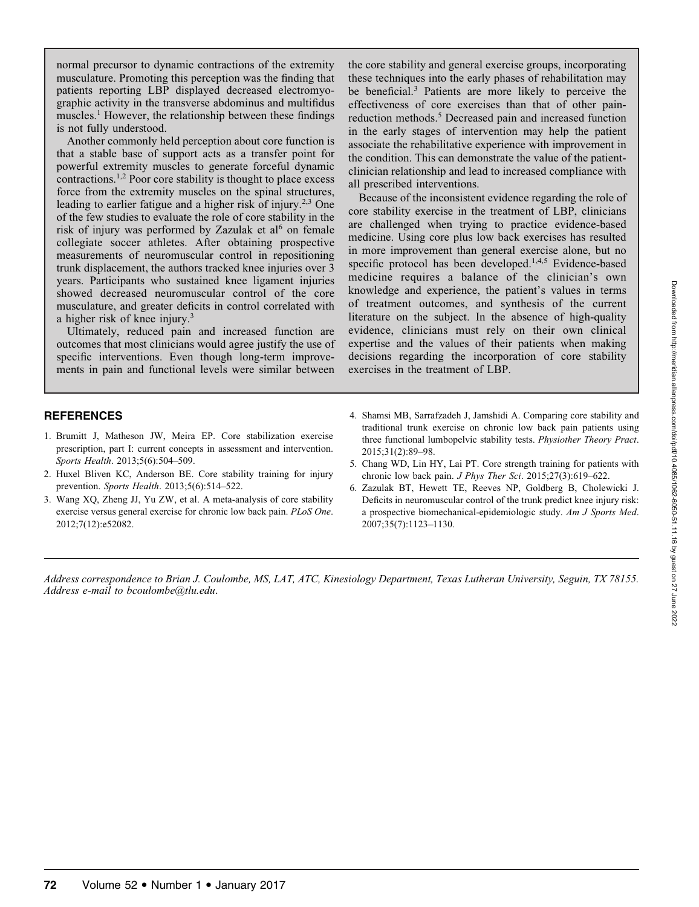normal precursor to dynamic contractions of the extremity musculature. Promoting this perception was the finding that patients reporting LBP displayed decreased electromyographic activity in the transverse abdominus and multifidus muscles.[1] However, the relationship between these findings is not fully understood.

Another commonly held perception about core function is that a stable base of support acts as a transfer point for powerful extremity muscles to generate forceful dynamic contractions.[1,2] Poor core stability is thought to place excess force from the extremity muscles on the spinal structures, leading to earlier fatigue and a higher risk of injury.[2,3] One of the few studies to evaluate the role of core stability in the risk of injury was performed by Zazulak et al[6] on female collegiate soccer athletes. After obtaining prospective measurements of neuromuscular control in repositioning trunk displacement, the authors tracked knee injuries over 3 years. Participants who sustained knee ligament injuries showed decreased neuromuscular control of the core musculature, and greater deficits in control correlated with a higher risk of knee injury.[3]

Ultimately, reduced pain and increased function are outcomes that most clinicians would agree justify the use of specific interventions. Even though long-term improvements in pain and functional levels were similar between the core stability and general exercise groups, incorporating these techniques into the early phases of rehabilitation may be beneficial.[3] Patients are more likely to perceive the effectiveness of core exercises than that of other pain-reduction methods.[5] Decreased pain and increased function in the early stages of intervention may help the patient associate the rehabilitative experience with improvement in the condition. This can demonstrate the value of the patient-clinician relationship and lead to increased compliance with all prescribed interventions.

Because of the inconsistent evidence regarding the role of core stability exercise in the treatment of LBP, clinicians are challenged when trying to practice evidence-based medicine. Using core plus low back exercises has resulted in more improvement than general exercise alone, but no specific protocol has been developed.[1,4,5] Evidence-based medicine requires a balance of the clinician's own knowledge and experience, the patient's values in terms of treatment outcomes, and synthesis of the current literature on the subject. In the absence of high-quality evidence, clinicians must rely on their own clinical expertise and the values of their patients when making decisions regarding the incorporation of core stability exercises in the treatment of LBP.

## REFERENCES

1. Brumitt J, Matheson JW, Meira EP. Core stabilization exercise prescription, part I: current concepts in assessment and intervention. *Sports Health*. 2013;5(6):504–509.
2. Huxel Bliven KC, Anderson BE. Core stability training for injury prevention. *Sports Health*. 2013;5(6):514–522.
3. Wang XQ, Zheng JJ, Yu ZW, et al. A meta-analysis of core stability exercise versus general exercise for chronic low back pain. *PLoS One*. 2012;7(12):e52082.
4. Shamsi MB, Sarrafzadeh J, Jamshidi A. Comparing core stability and traditional trunk exercise on chronic low back pain patients using three functional lumbopelvic stability tests. *Physiother Theory Pract*. 2015;31(2):89–98.
5. Chang WD, Lin HY, Lai PT. Core strength training for patients with chronic low back pain. *J Phys Ther Sci*. 2015;27(3):619–622.
6. Zazulak BT, Hewett TE, Reeves NP, Goldberg B, Cholewicki J. Deficits in neuromuscular control of the trunk predict knee injury risk: a prospective biomechanical-epidemiologic study. *Am J Sports Med*. 2007;35(7):1123–1130.

*Address correspondence to Brian J. Coulombe, MS, LAT, ATC, Kinesiology Department, Texas Lutheran University, Seguin, TX 78155. Address e-mail to bcoulombe@tlu.edu.*